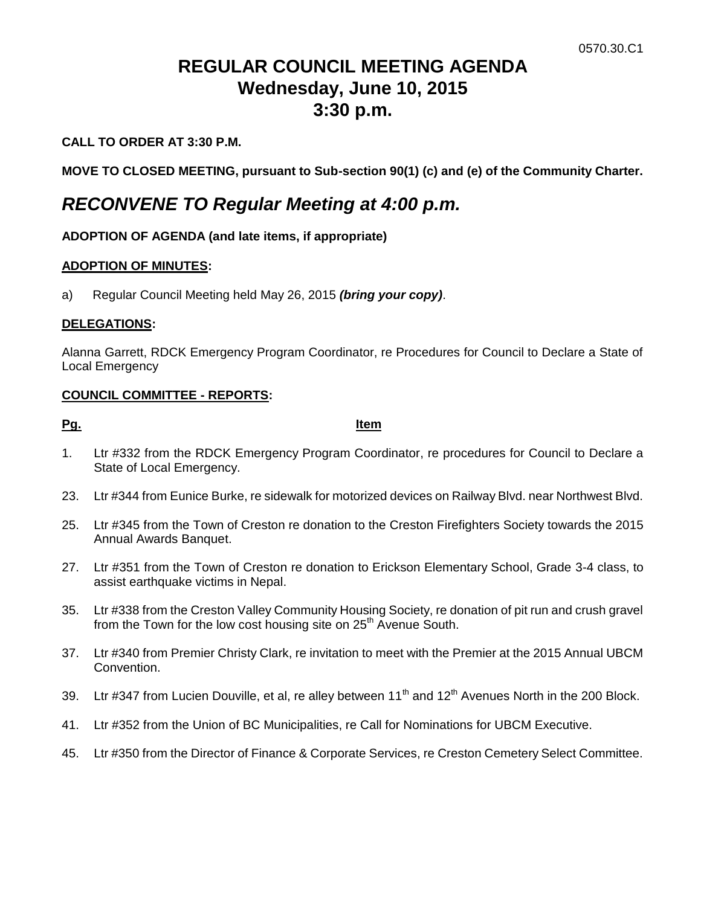0570.30.C1

# REGULAR COUNCIL MEETING AGENDA
# Wednesday, June 10, 2015
# 3:30 p.m.

**CALL TO ORDER AT 3:30 P.M.**

**MOVE TO CLOSED MEETING, pursuant to Sub-section 90(1) (c) and (e) of the Community Charter.**

## *RECONVENE TO Regular Meeting at 4:00 p.m.*

**ADOPTION OF AGENDA (and late items, if appropriate)**

**ADOPTION OF MINUTES:**

a) Regular Council Meeting held May 26, 2015 ***(bring your copy)***.

**DELEGATIONS:**

Alanna Garrett, RDCK Emergency Program Coordinator, re Procedures for Council to Declare a State of Local Emergency

**COUNCIL COMMITTEE - REPORTS:**

| Pg. | Item |
|---|---|
| 1. | Ltr #332 from the RDCK Emergency Program Coordinator, re procedures for Council to Declare a State of Local Emergency. |
| 23. | Ltr #344 from Eunice Burke, re sidewalk for motorized devices on Railway Blvd. near Northwest Blvd. |
| 25. | Ltr #345 from the Town of Creston re donation to the Creston Firefighters Society towards the 2015 Annual Awards Banquet. |
| 27. | Ltr #351 from the Town of Creston re donation to Erickson Elementary School, Grade 3-4 class, to assist earthquake victims in Nepal. |
| 35. | Ltr #338 from the Creston Valley Community Housing Society, re donation of pit run and crush gravel from the Town for the low cost housing site on 25th Avenue South. |
| 37. | Ltr #340 from Premier Christy Clark, re invitation to meet with the Premier at the 2015 Annual UBCM Convention. |
| 39. | Ltr #347 from Lucien Douville, et al, re alley between 11th and 12th Avenues North in the 200 Block. |
| 41. | Ltr #352 from the Union of BC Municipalities, re Call for Nominations for UBCM Executive. |
| 45. | Ltr #350 from the Director of Finance & Corporate Services, re Creston Cemetery Select Committee. |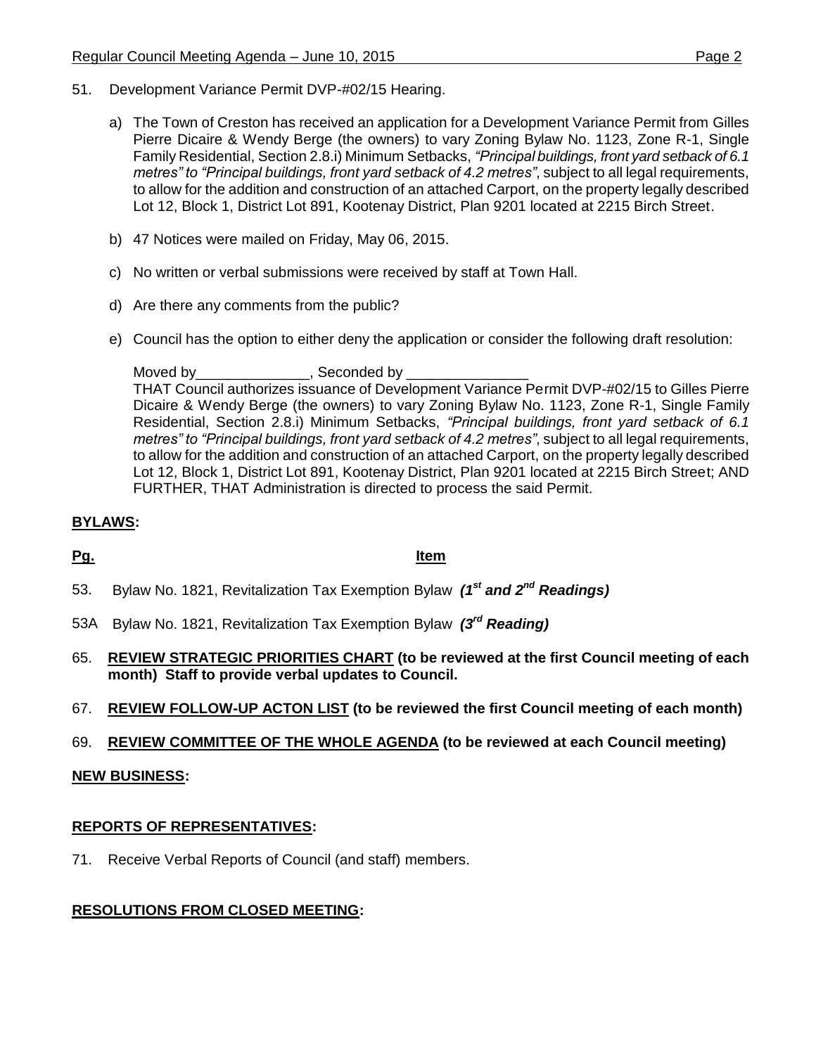51. Development Variance Permit DVP-#02/15 Hearing.

   a) The Town of Creston has received an application for a Development Variance Permit from Gilles Pierre Dicaire & Wendy Berge (the owners) to vary Zoning Bylaw No. 1123, Zone R-1, Single Family Residential, Section 2.8.i) Minimum Setbacks, *"Principal buildings, front yard setback of 6.1 metres" to "Principal buildings, front yard setback of 4.2 metres"*, subject to all legal requirements, to allow for the addition and construction of an attached Carport, on the property legally described Lot 12, Block 1, District Lot 891, Kootenay District, Plan 9201 located at 2215 Birch Street.

   b) 47 Notices were mailed on Friday, May 06, 2015.

   c) No written or verbal submissions were received by staff at Town Hall.

   d) Are there any comments from the public?

   e) Council has the option to either deny the application or consider the following draft resolution:

   Moved by______________, Seconded by _______________
   THAT Council authorizes issuance of Development Variance Permit DVP-#02/15 to Gilles Pierre Dicaire & Wendy Berge (the owners) to vary Zoning Bylaw No. 1123, Zone R-1, Single Family Residential, Section 2.8.i) Minimum Setbacks, *"Principal buildings, front yard setback of 6.1 metres" to "Principal buildings, front yard setback of 4.2 metres"*, subject to all legal requirements, to allow for the addition and construction of an attached Carport, on the property legally described Lot 12, Block 1, District Lot 891, Kootenay District, Plan 9201 located at 2215 Birch Street; AND FURTHER, THAT Administration is directed to process the said Permit.

**BYLAWS:**

**Pg.** **Item**

53. Bylaw No. 1821, Revitalization Tax Exemption Bylaw ***(1st and 2nd Readings)***

53A Bylaw No. 1821, Revitalization Tax Exemption Bylaw ***(3rd Reading)***

65. **REVIEW STRATEGIC PRIORITIES CHART (to be reviewed at the first Council meeting of each month) Staff to provide verbal updates to Council.**

67. **REVIEW FOLLOW-UP ACTON LIST (to be reviewed the first Council meeting of each month)**

69. **REVIEW COMMITTEE OF THE WHOLE AGENDA (to be reviewed at each Council meeting)**

**NEW BUSINESS:**

**REPORTS OF REPRESENTATIVES:**

71. Receive Verbal Reports of Council (and staff) members.

**RESOLUTIONS FROM CLOSED MEETING:**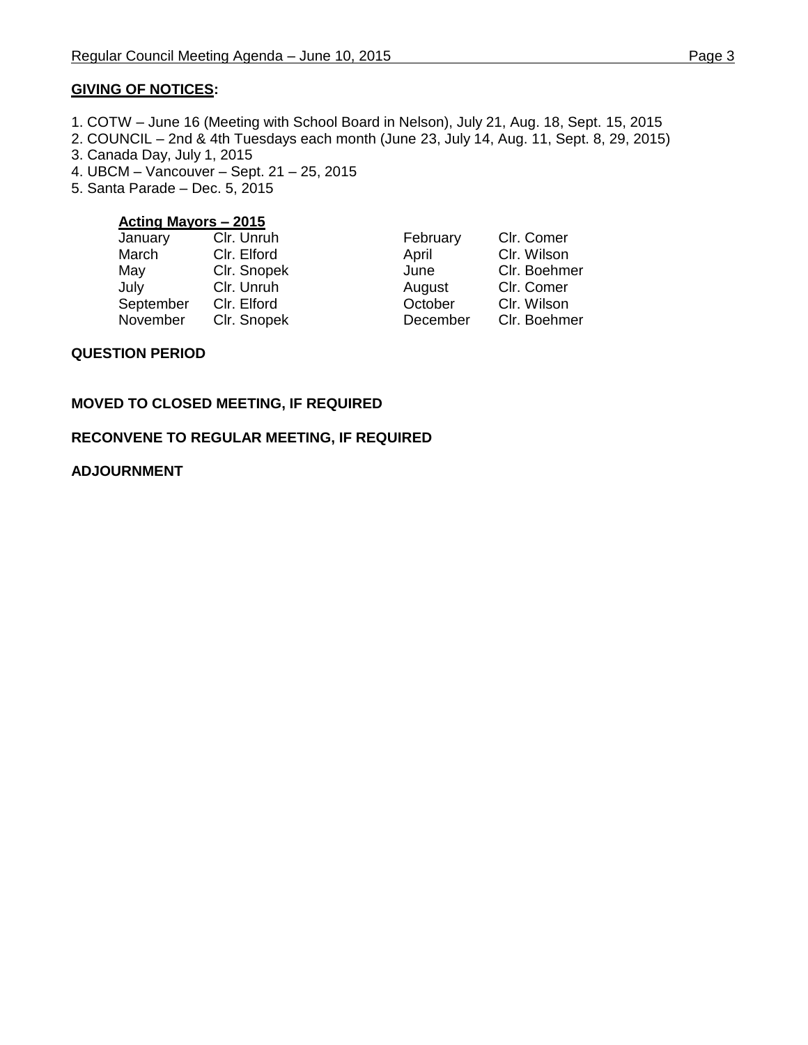## GIVING OF NOTICES:

1. COTW – June 16 (Meeting with School Board in Nelson), July 21, Aug. 18, Sept. 15, 2015
2. COUNCIL – 2nd & 4th Tuesdays each month (June 23, July 14, Aug. 11, Sept. 8, 29, 2015)
3. Canada Day, July 1, 2015
4. UBCM – Vancouver – Sept. 21 – 25, 2015
5. Santa Parade – Dec. 5, 2015

**Acting Mayors – 2015**

| | | | |
|---|---|---|---|
| January | Clr. Unruh | February | Clr. Comer |
| March | Clr. Elford | April | Clr. Wilson |
| May | Clr. Snopek | June | Clr. Boehmer |
| July | Clr. Unruh | August | Clr. Comer |
| September | Clr. Elford | October | Clr. Wilson |
| November | Clr. Snopek | December | Clr. Boehmer |

## QUESTION PERIOD

## MOVED TO CLOSED MEETING, IF REQUIRED

## RECONVENE TO REGULAR MEETING, IF REQUIRED

## ADJOURNMENT